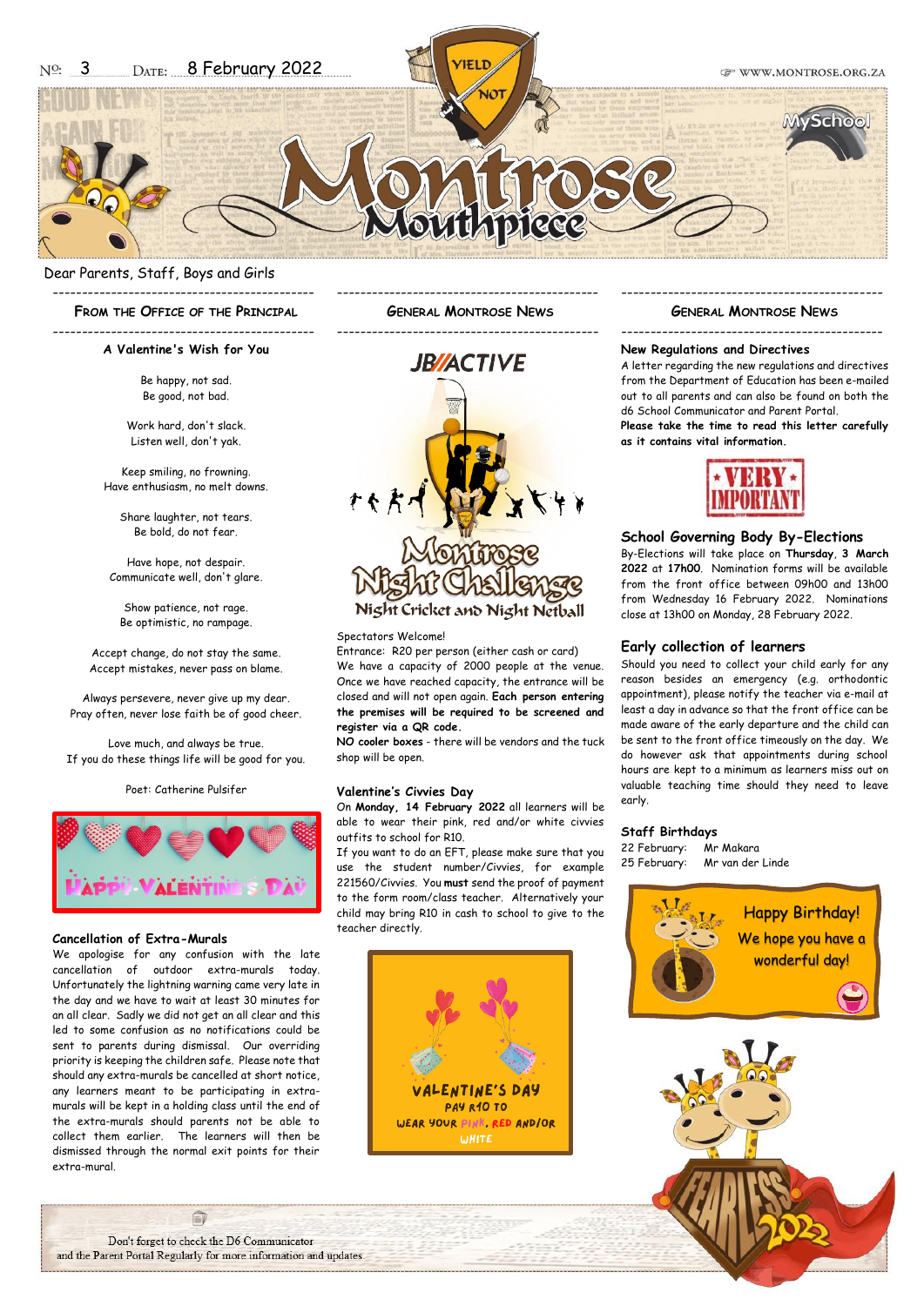No: 3 Date: 8 February 2022

WWW.MONTROSE.ORG.ZA

# Montrose Mouthpiece

Dear Parents, Staff, Boys and Girls

## From the Office of the Principal

### A Valentine's Wish for You

Be happy, not sad.
Be good, not bad.

Work hard, don't slack.
Listen well, don't yak.

Keep smiling, no frowning.
Have enthusiasm, no melt downs.

Share laughter, not tears.
Be bold, do not fear.

Have hope, not despair.
Communicate well, don't glare.

Show patience, not rage.
Be optimistic, no rampage.

Accept change, do not stay the same.
Accept mistakes, never pass on blame.

Always persevere, never give up my dear.
Pray often, never lose faith be of good cheer.

Love much, and always be true.
If you do these things life will be good for you.

Poet: Catherine Pulsifer

### Cancellation of Extra-Murals

We apologise for any confusion with the late cancellation of outdoor extra-murals today. Unfortunately the lightning warning came very late in the day and we have to wait at least 30 minutes for an all clear. Sadly we did not get an all clear and this led to some confusion as no notifications could be sent to parents during dismissal. Our overriding priority is keeping the children safe. Please note that should any extra-murals be cancelled at short notice, any learners meant to be participating in extra-murals will be kept in a holding class until the end of the extra-murals should parents not be able to collect them earlier. The learners will then be dismissed through the normal exit points for their extra-mural.

## General Montrose News

### JB Active Montrose Night Challenge – Night Cricket and Night Netball

Spectators Welcome!
Entrance: R20 per person (either cash or card)
We have a capacity of 2000 people at the venue. Once we have reached capacity, the entrance will be closed and will not open again. **Each person entering the premises will be required to be screened and register via a QR code.**
**NO** cooler boxes - there will be vendors and the tuck shop will be open.

### Valentine's Civvies Day

On **Monday, 14 February 2022** all learners will be able to wear their pink, red and/or white civvies outfits to school for R10.
If you want to do an EFT, please make sure that you use the student number/Civvies, for example 221560/Civvies. You **must** send the proof of payment to the form room/class teacher. Alternatively your child may bring R10 in cash to school to give to the teacher directly.

VALENTINE'S DAY
PAY R10 TO
WEAR YOUR PINK, RED AND/OR WHITE

## General Montrose News

### New Regulations and Directives

A letter regarding the new regulations and directives from the Department of Education has been e-mailed out to all parents and can also be found on both the d6 School Communicator and Parent Portal.
**Please take the time to read this letter carefully as it contains vital information.**

VERY IMPORTANT

### School Governing Body By-Elections

By-Elections will take place on **Thursday**, **3 March 2022** at **17h00**. Nomination forms will be available from the front office between 09h00 and 13h00 from Wednesday 16 February 2022. Nominations close at 13h00 on Monday, 28 February 2022.

### Early collection of learners

Should you need to collect your child early for any reason besides an emergency (e.g. orthodontic appointment), please notify the teacher via e-mail at least a day in advance so that the front office can be made aware of the early departure and the child can be sent to the front office timeously on the day. We do however ask that appointments during school hours are kept to a minimum as learners miss out on valuable teaching time should they need to leave early.

### Staff Birthdays

22 February: Mr Makara
25 February: Mr van der Linde

Happy Birthday! We hope you have a wonderful day!

Don't forget to check the D6 Communicator and the Parent Portal Regularly for more information and updates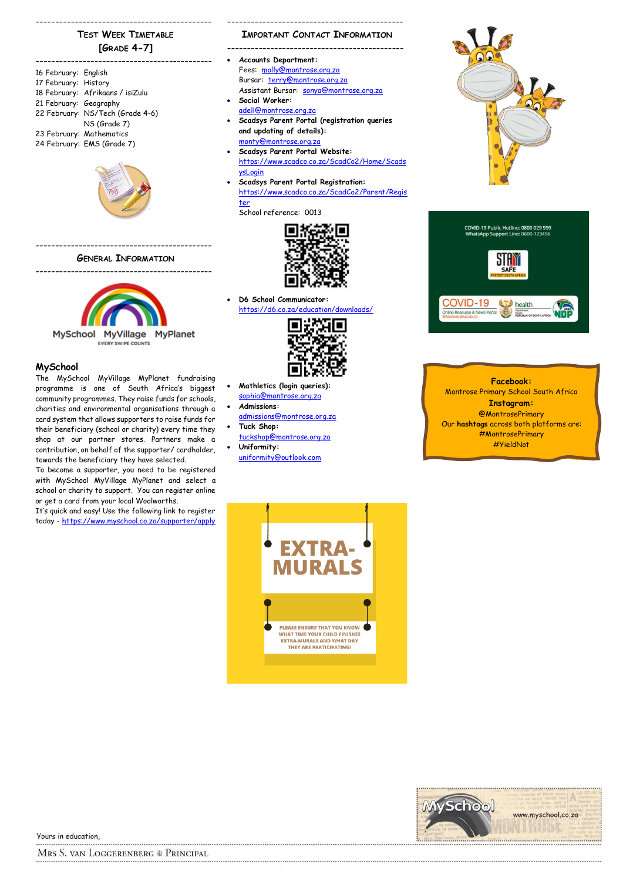## Test Week Timetable [Grade 4-7]

16 February: English
17 February: History
18 February: Afrikaans / isiZulu
21 February: Geography
22 February: NS/Tech (Grade 4-6)
NS (Grade 7)
23 February: Mathematics
24 February: EMS (Grade 7)

## General Information

MySchool MyVillage MyPlanet
EVERY SWIPE COUNTS

### MySchool

The MySchool MyVillage MyPlanet fundraising programme is one of South Africa's biggest community programmes. They raise funds for schools, charities and environmental organisations through a card system that allows supporters to raise funds for their beneficiary (school or charity) every time they shop at our partner stores. Partners make a contribution, on behalf of the supporter/ cardholder, towards the beneficiary they have selected.

To become a supporter, you need to be registered with MySchool MyVillage MyPlanet and select a school or charity to support. You can register online or get a card from your local Woolworths.

It's quick and easy! Use the following link to register today - https://www.myschool.co.za/supporter/apply

## Important Contact Information

- **Accounts Department:**
  Fees: molly@montrose.org.za
  Bursar: terry@montrose.org.za
  Assistant Bursar: sonya@montrose.org.za
- **Social Worker:**
  adell@montrose.org.za
- **Scadsys Parent Portal (registration queries and updating of details):**
  monty@montrose.org.za
- **Scadsys Parent Portal Website:**
  https://www.scadco.co.za/ScadCo2/Home/ScadsysLogin
- **Scadsys Parent Portal Registration:**
  https://www.scadco.co.za/ScadCo2/Parent/Register
  School reference: 0013
- **D6 School Communicator:**
  https://d6.co.za/education/downloads/
- **Mathletics (login queries):**
  sophia@montrose.org.za
- **Admissions:**
  admissions@montrose.org.za
- **Tuck Shop:**
  tuckshop@montrose.org.za
- **Uniformity:**
  uniformity@outlook.com

COVID-19 Public Hotline: 0800 029 999
WhatsApp Support Line: 0600-123456
STAY SAFE
COVID-19 Online Resource & News Portal SAcoronavirus.co.za

**Facebook:**
Montrose Primary School South Africa
**Instagram:**
@MontrosePrimary
Our **hashtags** across both platforms are:
#MontrosePrimary
#YieldNot

EXTRA-MURALS

PLEASE ENSURE THAT YOU KNOW WHAT TIME YOUR CHILD FINISHES EXTRA-MURALS AND WHAT DAY THEY ARE PARTICIPATING!

MySchool www.myschool.co.za

Yours in education,

Mrs S. van Loggerenberg ❁ Principal